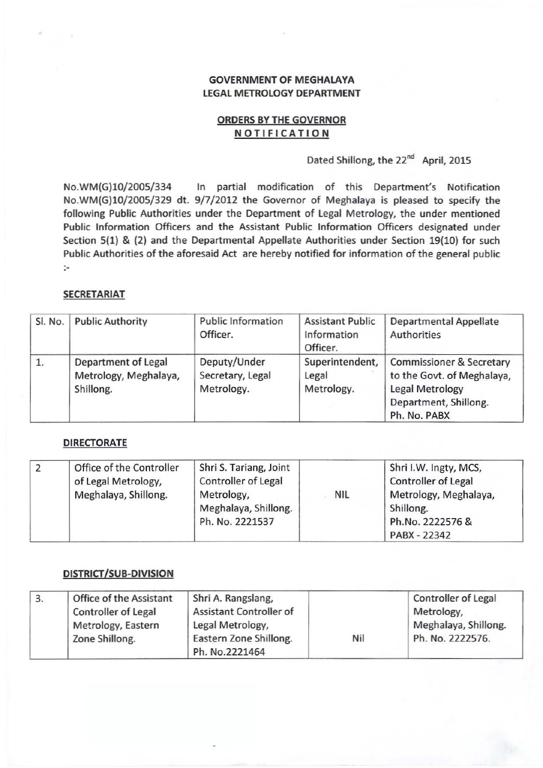**GOVERNMENT OF MEGHALAYA**
**LEGAL METROLOGY DEPARTMENT**

**ORDERS BY THE GOVERNOR**
**NOTIFICATION**

Dated Shillong, the 22nd April, 2015

No.WM(G)10/2005/334 In partial modification of this Department's Notification No.WM(G)10/2005/329 dt. 9/7/2012 the Governor of Meghalaya is pleased to specify the following Public Authorities under the Department of Legal Metrology, the under mentioned Public Information Officers and the Assistant Public Information Officers designated under Section 5(1) & (2) and the Departmental Appellate Authorities under Section 19(10) for such Public Authorities of the aforesaid Act are hereby notified for information of the general public :-

**SECRETARIAT**

| Sl. No. | Public Authority | Public Information Officer. | Assistant Public Information Officer. | Departmental Appellate Authorities |
|---|---|---|---|---|
| 1. | Department of Legal Metrology, Meghalaya, Shillong. | Deputy/Under Secretary, Legal Metrology. | Superintendent, Legal Metrology. | Commissioner & Secretary to the Govt. of Meghalaya, Legal Metrology Department, Shillong. Ph. No. PABX |

**DIRECTORATE**

| Sl. No. | Public Authority | Public Information Officer. | Assistant Public Information Officer. | Departmental Appellate Authorities |
|---|---|---|---|---|
| 2 | Office of the Controller of Legal Metrology, Meghalaya, Shillong. | Shri S. Tariang, Joint Controller of Legal Metrology, Meghalaya, Shillong. Ph. No. 2221537 | NIL | Shri I.W. Ingty, MCS, Controller of Legal Metrology, Meghalaya, Shillong. Ph.No. 2222576 & PABX - 22342 |

**DISTRICT/SUB-DIVISION**

| Sl. No. | Public Authority | Public Information Officer. | Assistant Public Information Officer. | Departmental Appellate Authorities |
|---|---|---|---|---|
| 3. | Office of the Assistant Controller of Legal Metrology, Eastern Zone Shillong. | Shri A. Rangslang, Assistant Controller of Legal Metrology, Eastern Zone Shillong. Ph. No.2221464 | Nil | Controller of Legal Metrology, Meghalaya, Shillong. Ph. No. 2222576. |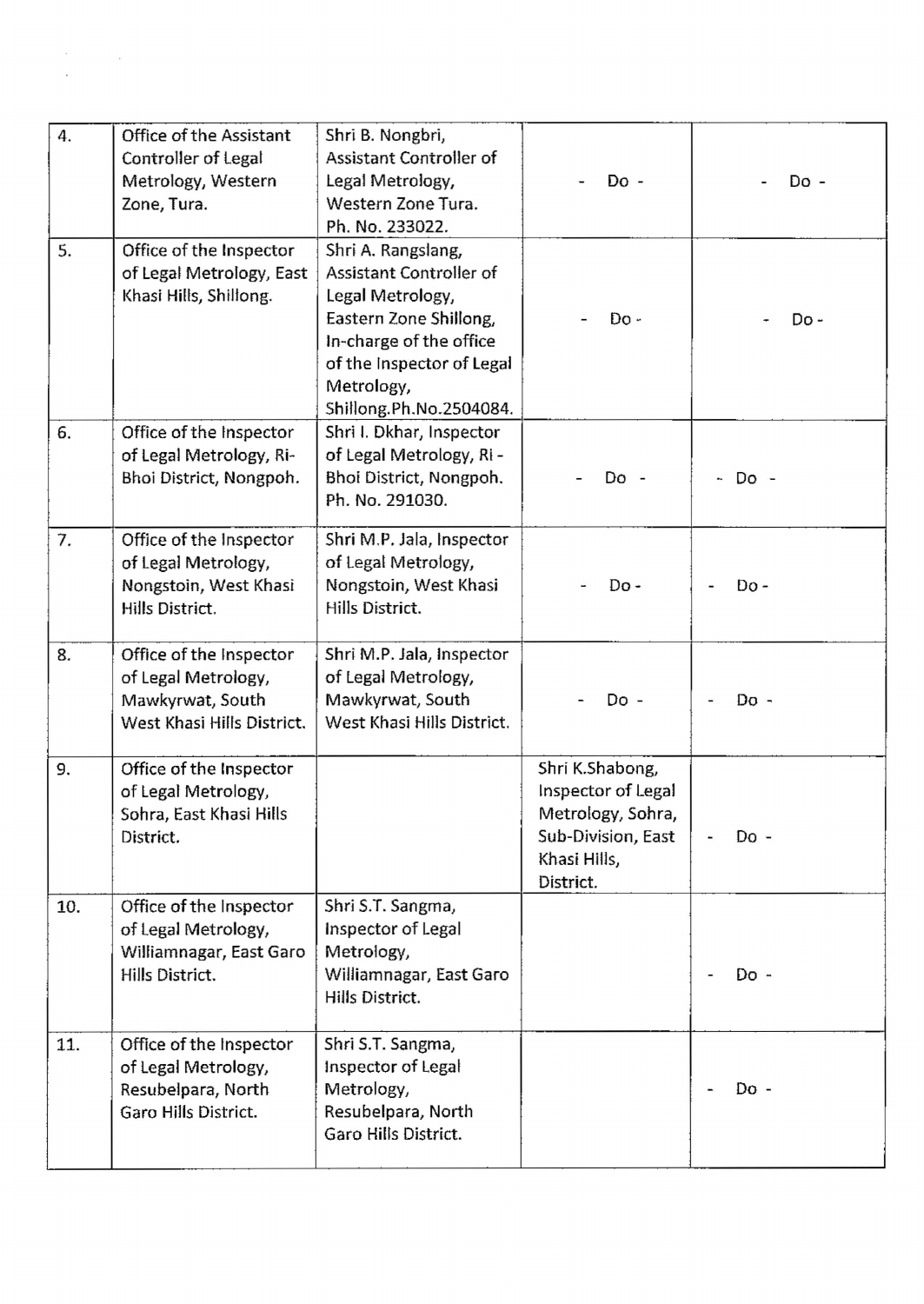| | | | | |
|---|---|---|---|---|
| 4. | Office of the Assistant Controller of Legal Metrology, Western Zone, Tura. | Shri B. Nongbri, Assistant Controller of Legal Metrology, Western Zone Tura. Ph. No. 233022. | - Do - | - Do - |
| 5. | Office of the Inspector of Legal Metrology, East Khasi Hills, Shillong. | Shri A. Rangslang, Assistant Controller of Legal Metrology, Eastern Zone Shillong, In-charge of the office of the Inspector of Legal Metrology, Shillong.Ph.No.2504084. | - Do - | - Do - |
| 6. | Office of the Inspector of Legal Metrology, Ri-Bhoi District, Nongpoh. | Shri I. Dkhar, Inspector of Legal Metrology, Ri - Bhoi District, Nongpoh. Ph. No. 291030. | - Do - | - Do - |
| 7. | Office of the Inspector of Legal Metrology, Nongstoin, West Khasi Hills District. | Shri M.P. Jala, Inspector of Legal Metrology, Nongstoin, West Khasi Hills District. | - Do - | - Do - |
| 8. | Office of the Inspector of Legal Metrology, Mawkyrwat, South West Khasi Hills District. | Shri M.P. Jala, Inspector of Legal Metrology, Mawkyrwat, South West Khasi Hills District. | - Do - | - Do - |
| 9. | Office of the Inspector of Legal Metrology, Sohra, East Khasi Hills District. | | Shri K.Shabong, Inspector of Legal Metrology, Sohra, Sub-Division, East Khasi Hills, District. | - Do - |
| 10. | Office of the Inspector of Legal Metrology, Williamnagar, East Garo Hills District. | Shri S.T. Sangma, Inspector of Legal Metrology, Williamnagar, East Garo Hills District. | | - Do - |
| 11. | Office of the Inspector of Legal Metrology, Resubelpara, North Garo Hills District. | Shri S.T. Sangma, Inspector of Legal Metrology, Resubelpara, North Garo Hills District. | | - Do - |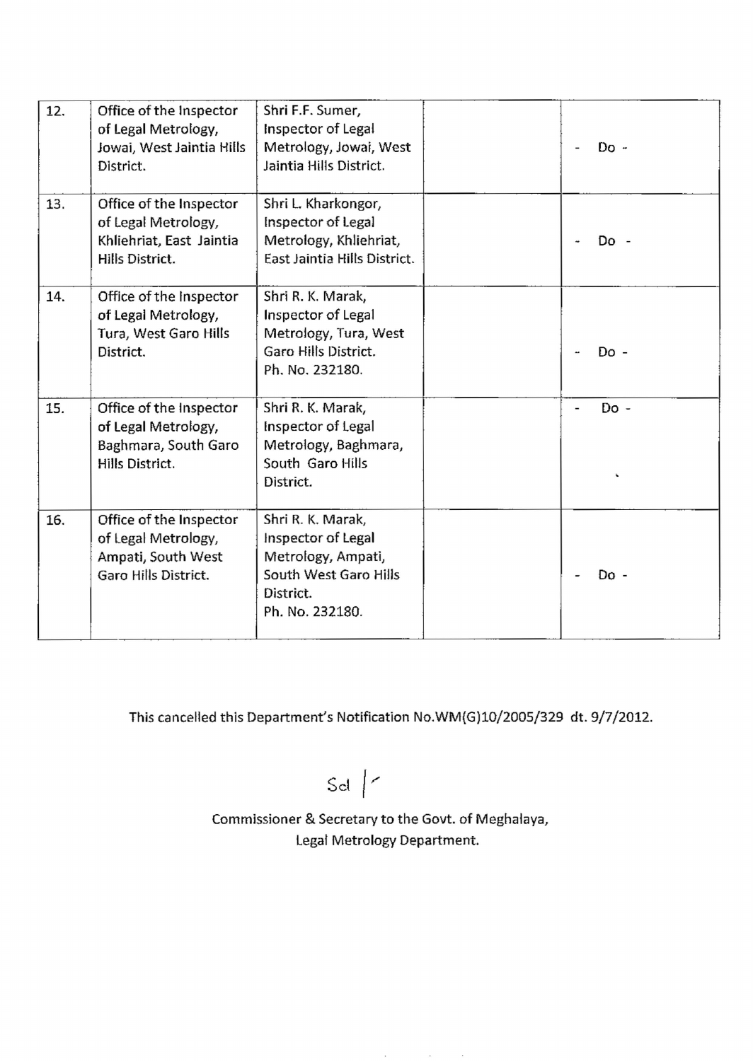| | | | | |
|---|---|---|---|---|
| 12. | Office of the Inspector of Legal Metrology, Jowai, West Jaintia Hills District. | Shri F.F. Sumer, Inspector of Legal Metrology, Jowai, West Jaintia Hills District. | | - Do - |
| 13. | Office of the Inspector of Legal Metrology, Khliehriat, East Jaintia Hills District. | Shri L. Kharkongor, Inspector of Legal Metrology, Khliehriat, East Jaintia Hills District. | | - Do - |
| 14. | Office of the Inspector of Legal Metrology, Tura, West Garo Hills District. | Shri R. K. Marak, Inspector of Legal Metrology, Tura, West Garo Hills District. Ph. No. 232180. | | - Do - |
| 15. | Office of the Inspector of Legal Metrology, Baghmara, South Garo Hills District. | Shri R. K. Marak, Inspector of Legal Metrology, Baghmara, South Garo Hills District. | | - Do - |
| 16. | Office of the Inspector of Legal Metrology, Ampati, South West Garo Hills District. | Shri R. K. Marak, Inspector of Legal Metrology, Ampati, South West Garo Hills District. Ph. No. 232180. | | - Do - |

This cancelled this Department's Notification No.WM(G)10/2005/329 dt. 9/7/2012.

Sd /-

Commissioner & Secretary to the Govt. of Meghalaya,
Legal Metrology Department.